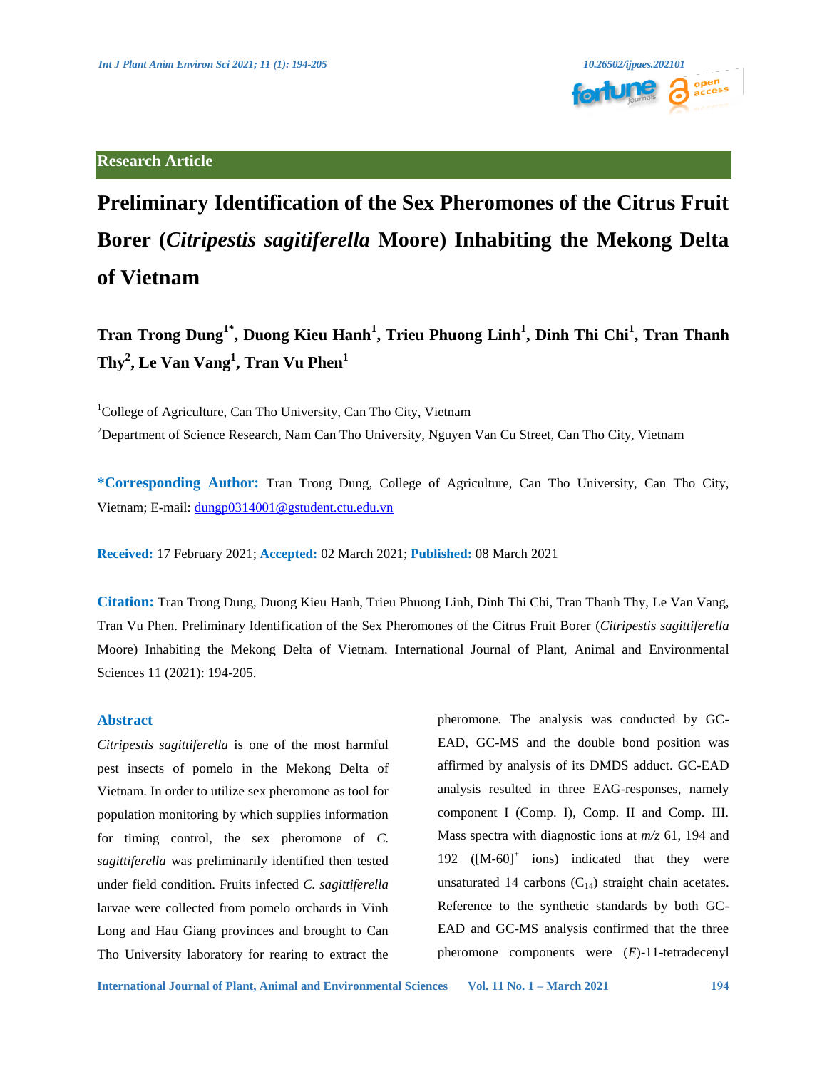Research Article

# Preliminary Identification of the Sex Pheromones of the Citrus Fruit Borer (*Citripestis sagitiferella* Moore) Inhabiting the Mekong Delta of Vietnam

**Tran Trong Dung[1*], Duong Kieu Hanh[1], Trieu Phuong Linh[1], Dinh Thi Chi[1], Tran Thanh Thy[2], Le Van Vang[1], Tran Vu Phen[1]**

[1]College of Agriculture, Can Tho University, Can Tho City, Vietnam

[2]Department of Science Research, Nam Can Tho University, Nguyen Van Cu Street, Can Tho City, Vietnam

**\*Corresponding Author:** Tran Trong Dung, College of Agriculture, Can Tho University, Can Tho City, Vietnam; E-mail: dungp0314001@gstudent.ctu.edu.vn

**Received:** 17 February 2021; **Accepted:** 02 March 2021; **Published:** 08 March 2021

**Citation:** Tran Trong Dung, Duong Kieu Hanh, Trieu Phuong Linh, Dinh Thi Chi, Tran Thanh Thy, Le Van Vang, Tran Vu Phen. Preliminary Identification of the Sex Pheromones of the Citrus Fruit Borer (*Citripestis sagittiferella* Moore) Inhabiting the Mekong Delta of Vietnam. International Journal of Plant, Animal and Environmental Sciences 11 (2021): 194-205.

## Abstract

*Citripestis sagittiferella* is one of the most harmful pest insects of pomelo in the Mekong Delta of Vietnam. In order to utilize sex pheromone as tool for population monitoring by which supplies information for timing control, the sex pheromone of *C. sagittiferella* was preliminarily identified then tested under field condition. Fruits infected *C. sagittiferella* larvae were collected from pomelo orchards in Vinh Long and Hau Giang provinces and brought to Can Tho University laboratory for rearing to extract the pheromone. The analysis was conducted by GC-EAD, GC-MS and the double bond position was affirmed by analysis of its DMDS adduct. GC-EAD analysis resulted in three EAG-responses, namely component I (Comp. I), Comp. II and Comp. III. Mass spectra with diagnostic ions at *m/z* 61, 194 and 192 ($[M-60]^+$ ions) indicated that they were unsaturated 14 carbons ($C_{14}$) straight chain acetates. Reference to the synthetic standards by both GC-EAD and GC-MS analysis confirmed that the three pheromone components were (*E*)-11-tetradecenyl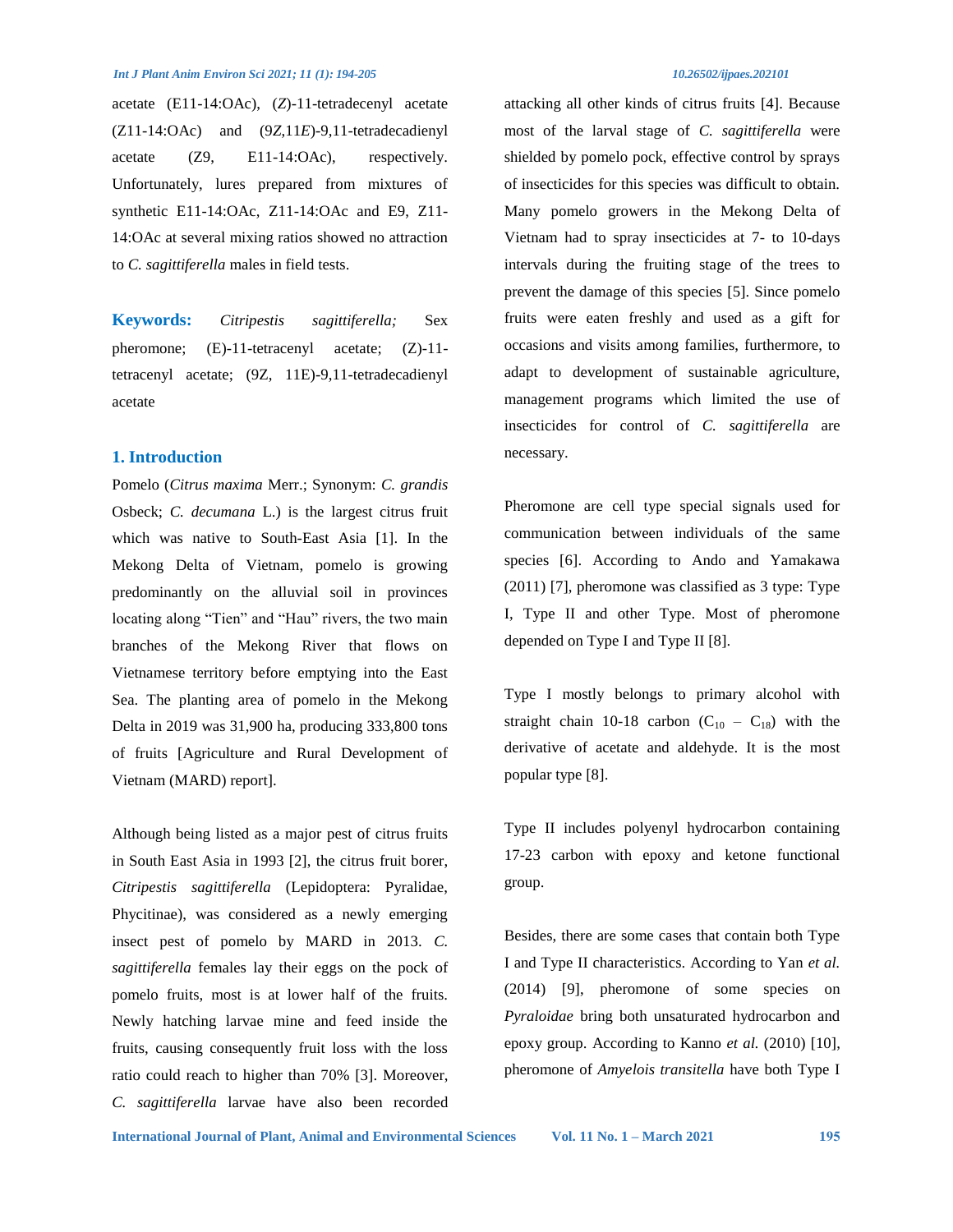acetate (E11-14:OAc), (*Z*)-11-tetradecenyl acetate (Z11-14:OAc) and (9*Z*,11*E*)-9,11-tetradecadienyl acetate (Z9, E11-14:OAc), respectively. Unfortunately, lures prepared from mixtures of synthetic E11-14:OAc, Z11-14:OAc and E9, Z11-14:OAc at several mixing ratios showed no attraction to *C. sagittiferella* males in field tests.

**Keywords:** *Citripestis sagittiferella;* Sex pheromone; (E)-11-tetracenyl acetate; (Z)-11-tetracenyl acetate; (9Z, 11E)-9,11-tetradecadienyl acetate

## 1. Introduction

Pomelo (*Citrus maxima* Merr.; Synonym: *C. grandis* Osbeck; *C. decumana* L.) is the largest citrus fruit which was native to South-East Asia [1]. In the Mekong Delta of Vietnam, pomelo is growing predominantly on the alluvial soil in provinces locating along "Tien" and "Hau" rivers, the two main branches of the Mekong River that flows on Vietnamese territory before emptying into the East Sea. The planting area of pomelo in the Mekong Delta in 2019 was 31,900 ha, producing 333,800 tons of fruits [Agriculture and Rural Development of Vietnam (MARD) report].

Although being listed as a major pest of citrus fruits in South East Asia in 1993 [2], the citrus fruit borer, *Citripestis sagittiferella* (Lepidoptera: Pyralidae, Phycitinae), was considered as a newly emerging insect pest of pomelo by MARD in 2013. *C. sagittiferella* females lay their eggs on the pock of pomelo fruits, most is at lower half of the fruits. Newly hatching larvae mine and feed inside the fruits, causing consequently fruit loss with the loss ratio could reach to higher than 70% [3]. Moreover, *C. sagittiferella* larvae have also been recorded attacking all other kinds of citrus fruits [4]. Because most of the larval stage of *C. sagittiferella* were shielded by pomelo pock, effective control by sprays of insecticides for this species was difficult to obtain. Many pomelo growers in the Mekong Delta of Vietnam had to spray insecticides at 7- to 10-days intervals during the fruiting stage of the trees to prevent the damage of this species [5]. Since pomelo fruits were eaten freshly and used as a gift for occasions and visits among families, furthermore, to adapt to development of sustainable agriculture, management programs which limited the use of insecticides for control of *C. sagittiferella* are necessary.

Pheromone are cell type special signals used for communication between individuals of the same species [6]. According to Ando and Yamakawa (2011) [7], pheromone was classified as 3 type: Type I, Type II and other Type. Most of pheromone depended on Type I and Type II [8].

Type I mostly belongs to primary alcohol with straight chain 10-18 carbon ($C_{10}$ – $C_{18}$) with the derivative of acetate and aldehyde. It is the most popular type [8].

Type II includes polyenyl hydrocarbon containing 17-23 carbon with epoxy and ketone functional group.

Besides, there are some cases that contain both Type I and Type II characteristics. According to Yan *et al.* (2014) [9], pheromone of some species on *Pyraloidae* bring both unsaturated hydrocarbon and epoxy group. According to Kanno *et al.* (2010) [10], pheromone of *Amyelois transitella* have both Type I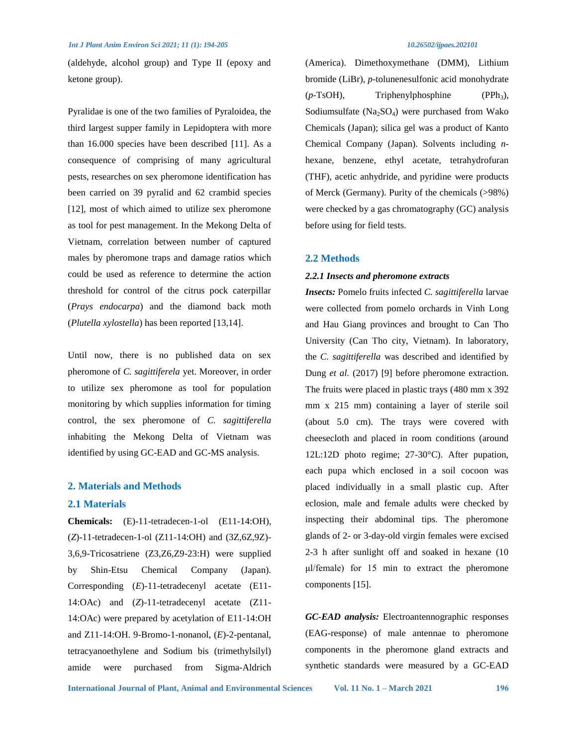(aldehyde, alcohol group) and Type II (epoxy and ketone group).

Pyralidae is one of the two families of Pyraloidea, the third largest supper family in Lepidoptera with more than 16.000 species have been described [11]. As a consequence of comprising of many agricultural pests, researches on sex pheromone identification has been carried on 39 pyralid and 62 crambid species [12], most of which aimed to utilize sex pheromone as tool for pest management. In the Mekong Delta of Vietnam, correlation between number of captured males by pheromone traps and damage ratios which could be used as reference to determine the action threshold for control of the citrus pock caterpillar (*Prays endocarpa*) and the diamond back moth (*Plutella xylostella*) has been reported [13,14].

Until now, there is no published data on sex pheromone of *C. sagittiferela* yet. Moreover, in order to utilize sex pheromone as tool for population monitoring by which supplies information for timing control, the sex pheromone of *C. sagittiferella* inhabiting the Mekong Delta of Vietnam was identified by using GC-EAD and GC-MS analysis.

## 2. Materials and Methods

### 2.1 Materials

**Chemicals:** (E)-11-tetradecen-1-ol (E11-14:OH), (*Z*)-11-tetradecen-1-ol (Z11-14:OH) and (3Z,6Z,9Z)-3,6,9-Tricosatriene (Z3,Z6,Z9-23:H) were supplied by Shin-Etsu Chemical Company (Japan). Corresponding (*E*)-11-tetradecenyl acetate (E11-14:OAc) and (*Z*)-11-tetradecenyl acetate (Z11-14:OAc) were prepared by acetylation of E11-14:OH and Z11-14:OH. 9-Bromo-1-nonanol, (*E*)-2-pentanal, tetracyanoethylene and Sodium bis (trimethylsilyl) amide were purchased from Sigma-Aldrich (America). Dimethoxymethane (DMM), Lithium bromide (LiBr), *p*-tolunenesulfonic acid monohydrate (*p*-TsOH), Triphenylphosphine ($PPh_3$), Sodiumsulfate ($Na_2SO_4$) were purchased from Wako Chemicals (Japan); silica gel was a product of Kanto Chemical Company (Japan). Solvents including *n*-hexane, benzene, ethyl acetate, tetrahydrofuran (THF), acetic anhydride, and pyridine were products of Merck (Germany). Purity of the chemicals (>98%) were checked by a gas chromatography (GC) analysis before using for field tests.

### 2.2 Methods

#### *2.2.1 Insects and pheromone extracts*

***Insects:*** Pomelo fruits infected *C. sagittiferella* larvae were collected from pomelo orchards in Vinh Long and Hau Giang provinces and brought to Can Tho University (Can Tho city, Vietnam). In laboratory, the *C. sagittiferella* was described and identified by Dung *et al.* (2017) [9] before pheromone extraction. The fruits were placed in plastic trays (480 mm x 392 mm x 215 mm) containing a layer of sterile soil (about 5.0 cm). The trays were covered with cheesecloth and placed in room conditions (around 12L:12D photo regime; 27-30°C). After pupation, each pupa which enclosed in a soil cocoon was placed individually in a small plastic cup. After eclosion, male and female adults were checked by inspecting their abdominal tips. The pheromone glands of 2- or 3-day-old virgin females were excised 2-3 h after sunlight off and soaked in hexane (10 μl/female) for 15 min to extract the pheromone components [15].

***GC-EAD analysis:*** Electroantennographic responses (EAG-response) of male antennae to pheromone components in the pheromone gland extracts and synthetic standards were measured by a GC-EAD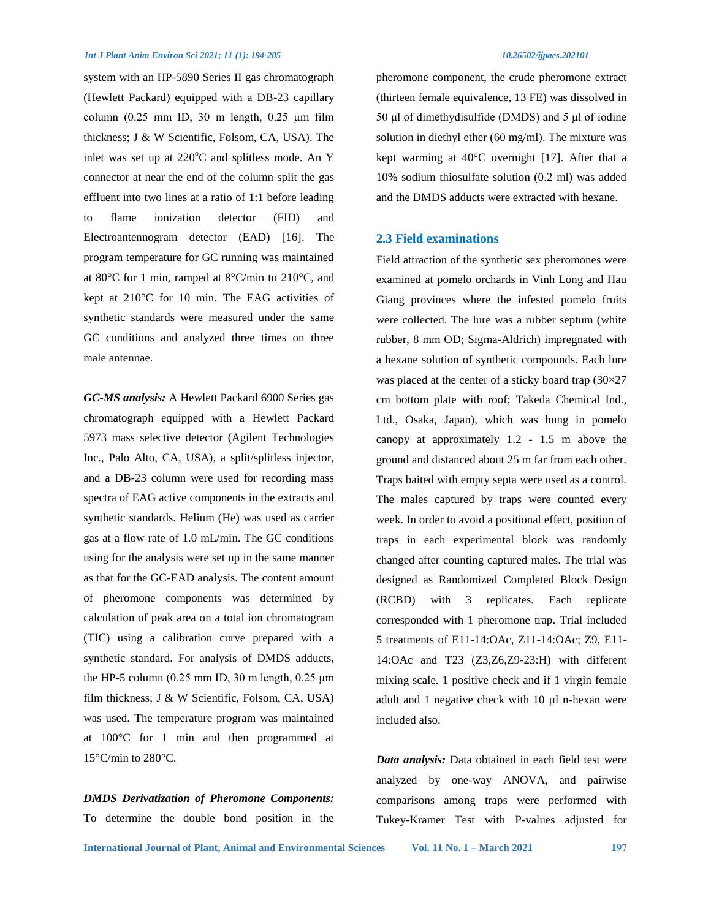system with an HP-5890 Series II gas chromatograph (Hewlett Packard) equipped with a DB-23 capillary column (0.25 mm ID, 30 m length, 0.25 µm film thickness; J & W Scientific, Folsom, CA, USA). The inlet was set up at 220°C and splitless mode. An Y connector at near the end of the column split the gas effluent into two lines at a ratio of 1:1 before leading to flame ionization detector (FID) and Electroantennogram detector (EAD) [16]. The program temperature for GC running was maintained at 80°C for 1 min, ramped at 8°C/min to 210°C, and kept at 210°C for 10 min. The EAG activities of synthetic standards were measured under the same GC conditions and analyzed three times on three male antennae.

***GC-MS analysis:*** A Hewlett Packard 6900 Series gas chromatograph equipped with a Hewlett Packard 5973 mass selective detector (Agilent Technologies Inc., Palo Alto, CA, USA), a split/splitless injector, and a DB-23 column were used for recording mass spectra of EAG active components in the extracts and synthetic standards. Helium (He) was used as carrier gas at a flow rate of 1.0 mL/min. The GC conditions using for the analysis were set up in the same manner as that for the GC-EAD analysis. The content amount of pheromone components was determined by calculation of peak area on a total ion chromatogram (TIC) using a calibration curve prepared with a synthetic standard. For analysis of DMDS adducts, the HP-5 column (0.25 mm ID, 30 m length, 0.25 µm film thickness; J & W Scientific, Folsom, CA, USA) was used. The temperature program was maintained at 100°C for 1 min and then programmed at 15°C/min to 280°C.

***DMDS Derivatization of Pheromone Components:*** To determine the double bond position in the pheromone component, the crude pheromone extract (thirteen female equivalence, 13 FE) was dissolved in 50 µl of dimethydisulfide (DMDS) and 5 µl of iodine solution in diethyl ether (60 mg/ml). The mixture was kept warming at 40°C overnight [17]. After that a 10% sodium thiosulfate solution (0.2 ml) was added and the DMDS adducts were extracted with hexane.

## 2.3 Field examinations

Field attraction of the synthetic sex pheromones were examined at pomelo orchards in Vinh Long and Hau Giang provinces where the infested pomelo fruits were collected. The lure was a rubber septum (white rubber, 8 mm OD; Sigma-Aldrich) impregnated with a hexane solution of synthetic compounds. Each lure was placed at the center of a sticky board trap (30×27 cm bottom plate with roof; Takeda Chemical Ind., Ltd., Osaka, Japan), which was hung in pomelo canopy at approximately 1.2 - 1.5 m above the ground and distanced about 25 m far from each other. Traps baited with empty septa were used as a control. The males captured by traps were counted every week. In order to avoid a positional effect, position of traps in each experimental block was randomly changed after counting captured males. The trial was designed as Randomized Completed Block Design (RCBD) with 3 replicates. Each replicate corresponded with 1 pheromone trap. Trial included 5 treatments of E11-14:OAc, Z11-14:OAc; Z9, E11-14:OAc and T23 (Z3,Z6,Z9-23:H) with different mixing scale. 1 positive check and if 1 virgin female adult and 1 negative check with 10 µl n-hexan were included also.

***Data analysis:*** Data obtained in each field test were analyzed by one-way ANOVA, and pairwise comparisons among traps were performed with Tukey-Kramer Test with P-values adjusted for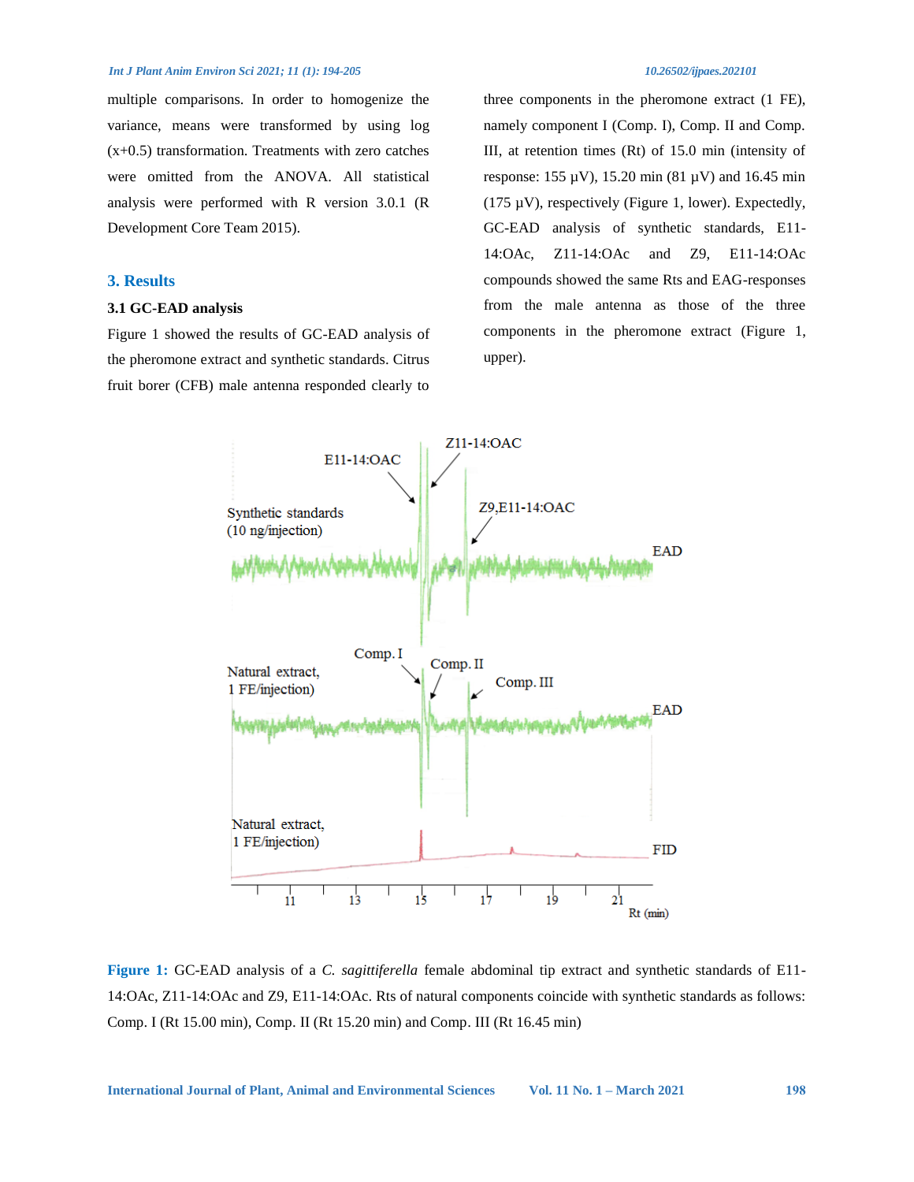multiple comparisons. In order to homogenize the variance, means were transformed by using log (x+0.5) transformation. Treatments with zero catches were omitted from the ANOVA. All statistical analysis were performed with R version 3.0.1 (R Development Core Team 2015).

## 3. Results

### 3.1 GC-EAD analysis

Figure 1 showed the results of GC-EAD analysis of the pheromone extract and synthetic standards. Citrus fruit borer (CFB) male antenna responded clearly to three components in the pheromone extract (1 FE), namely component I (Comp. I), Comp. II and Comp. III, at retention times (Rt) of 15.0 min (intensity of response: 155 µV), 15.20 min (81 µV) and 16.45 min (175 µV), respectively (Figure 1, lower). Expectedly, GC-EAD analysis of synthetic standards, E11-14:OAc, Z11-14:OAc and Z9, E11-14:OAc compounds showed the same Rts and EAG-responses from the male antenna as those of the three components in the pheromone extract (Figure 1, upper).

**Figure 1:** GC-EAD analysis of a *C. sagittiferella* female abdominal tip extract and synthetic standards of E11-14:OAc, Z11-14:OAc and Z9, E11-14:OAc. Rts of natural components coincide with synthetic standards as follows: Comp. I (Rt 15.00 min), Comp. II (Rt 15.20 min) and Comp. III (Rt 16.45 min)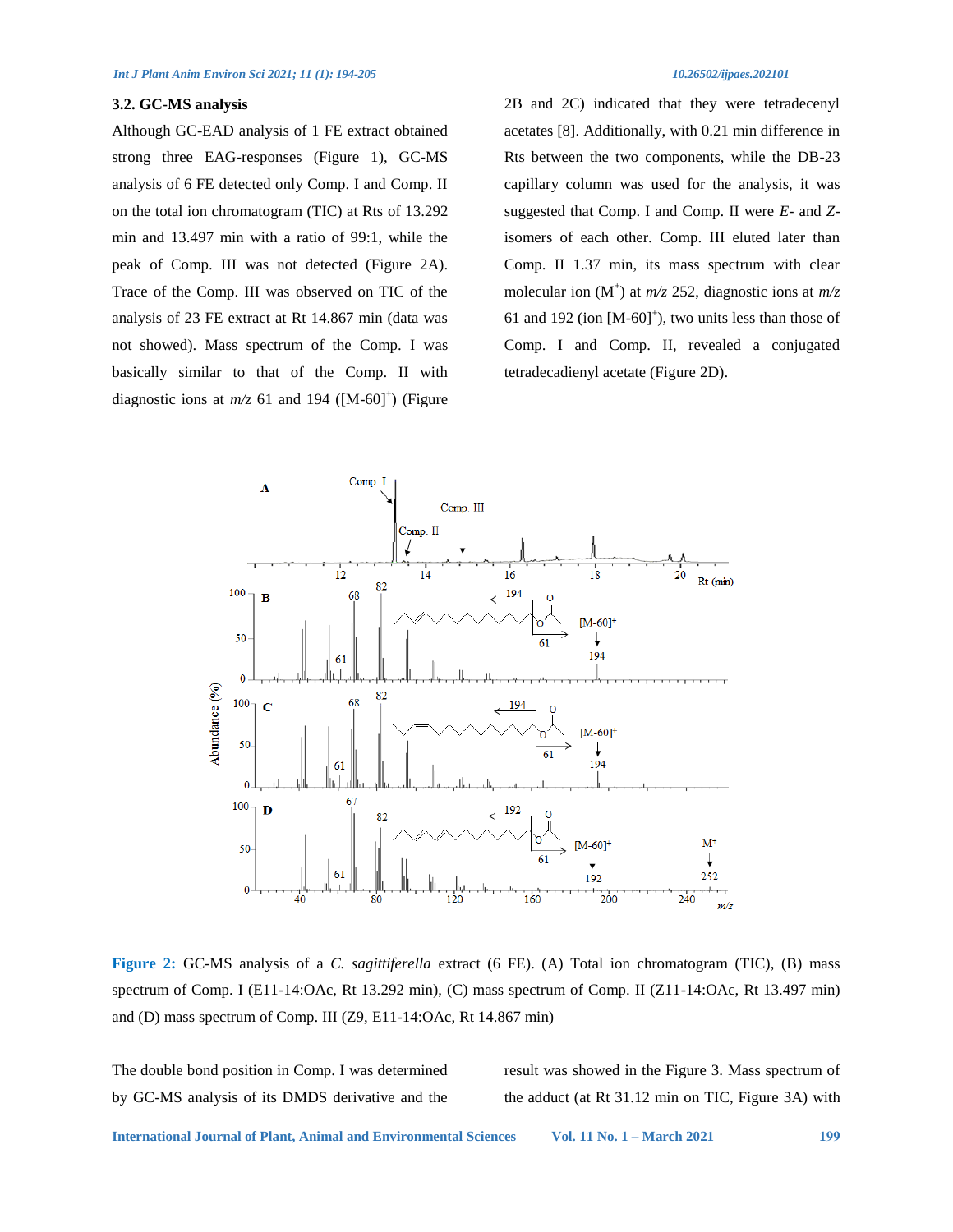### 3.2. GC-MS analysis

Although GC-EAD analysis of 1 FE extract obtained strong three EAG-responses (Figure 1), GC-MS analysis of 6 FE detected only Comp. I and Comp. II on the total ion chromatogram (TIC) at Rts of 13.292 min and 13.497 min with a ratio of 99:1, while the peak of Comp. III was not detected (Figure 2A). Trace of the Comp. III was observed on TIC of the analysis of 23 FE extract at Rt 14.867 min (data was not showed). Mass spectrum of the Comp. I was basically similar to that of the Comp. II with diagnostic ions at *m/z* 61 and 194 ($[M\text{-}60]^+$) (Figure 2B and 2C) indicated that they were tetradecenyl acetates [8]. Additionally, with 0.21 min difference in Rts between the two components, while the DB-23 capillary column was used for the analysis, it was suggested that Comp. I and Comp. II were *E*- and *Z*-isomers of each other. Comp. III eluted later than Comp. II 1.37 min, its mass spectrum with clear molecular ion ($M^+$) at *m/z* 252, diagnostic ions at *m/z* 61 and 192 (ion $[M\text{-}60]^+$), two units less than those of Comp. I and Comp. II, revealed a conjugated tetradecadienyl acetate (Figure 2D).

**Figure 2:** GC-MS analysis of a *C. sagittiferella* extract (6 FE). (A) Total ion chromatogram (TIC), (B) mass spectrum of Comp. I (E11-14:OAc, Rt 13.292 min), (C) mass spectrum of Comp. II (Z11-14:OAc, Rt 13.497 min) and (D) mass spectrum of Comp. III (Z9, E11-14:OAc, Rt 14.867 min)

The double bond position in Comp. I was determined by GC-MS analysis of its DMDS derivative and the result was showed in the Figure 3. Mass spectrum of the adduct (at Rt 31.12 min on TIC, Figure 3A) with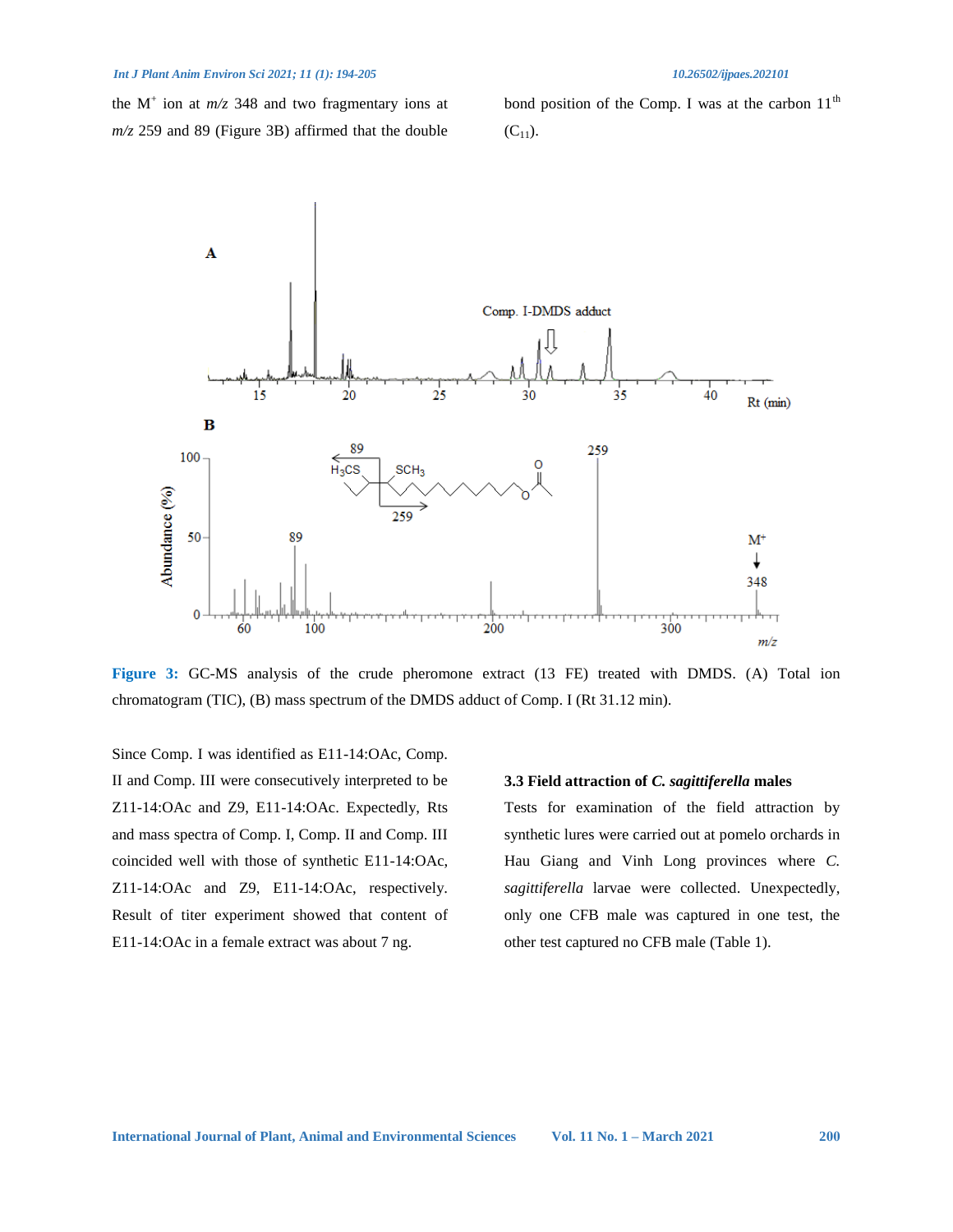the $M^+$ ion at *m/z* 348 and two fragmentary ions at *m/z* 259 and 89 (Figure 3B) affirmed that the double bond position of the Comp. I was at the carbon 11th ($C_{11}$).

**Figure 3:** GC-MS analysis of the crude pheromone extract (13 FE) treated with DMDS. (A) Total ion chromatogram (TIC), (B) mass spectrum of the DMDS adduct of Comp. I (Rt 31.12 min).

Since Comp. I was identified as E11-14:OAc, Comp. II and Comp. III were consecutively interpreted to be Z11-14:OAc and Z9, E11-14:OAc. Expectedly, Rts and mass spectra of Comp. I, Comp. II and Comp. III coincided well with those of synthetic E11-14:OAc, Z11-14:OAc and Z9, E11-14:OAc, respectively. Result of titer experiment showed that content of E11-14:OAc in a female extract was about 7 ng.

### 3.3 Field attraction of *C. sagittiferella* males

Tests for examination of the field attraction by synthetic lures were carried out at pomelo orchards in Hau Giang and Vinh Long provinces where *C. sagittiferella* larvae were collected. Unexpectedly, only one CFB male was captured in one test, the other test captured no CFB male (Table 1).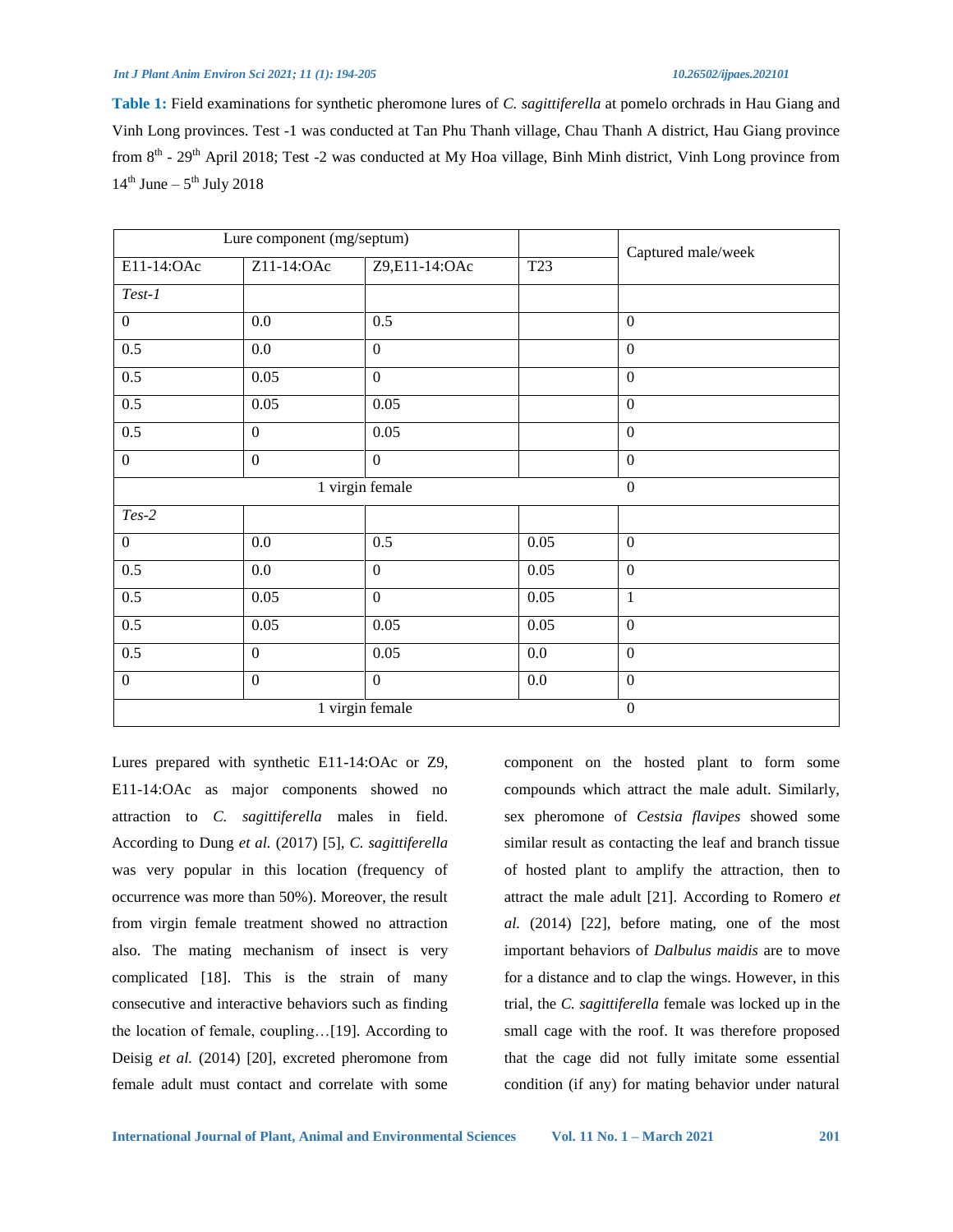**Table 1:** Field examinations for synthetic pheromone lures of *C. sagittiferella* at pomelo orchrads in Hau Giang and Vinh Long provinces. Test -1 was conducted at Tan Phu Thanh village, Chau Thanh A district, Hau Giang province from 8th - 29th April 2018; Test -2 was conducted at My Hoa village, Binh Minh district, Vinh Long province from 14th June – 5th July 2018

| Lure component (mg/septum) | | | | Captured male/week |
|---|---|---|---|---|
| E11-14:OAc | Z11-14:OAc | Z9,E11-14:OAc | T23 | |
| *Test-1* | | | | |
| 0 | 0.0 | 0.5 | | 0 |
| 0.5 | 0.0 | 0 | | 0 |
| 0.5 | 0.05 | 0 | | 0 |
| 0.5 | 0.05 | 0.05 | | 0 |
| 0.5 | 0 | 0.05 | | 0 |
| 0 | 0 | 0 | | 0 |
| 1 virgin female | | | | 0 |
| *Tes-2* | | | | |
| 0 | 0.0 | 0.5 | 0.05 | 0 |
| 0.5 | 0.0 | 0 | 0.05 | 0 |
| 0.5 | 0.05 | 0 | 0.05 | 1 |
| 0.5 | 0.05 | 0.05 | 0.05 | 0 |
| 0.5 | 0 | 0.05 | 0.0 | 0 |
| 0 | 0 | 0 | 0.0 | 0 |
| 1 virgin female | | | | 0 |

Lures prepared with synthetic E11-14:OAc or Z9, E11-14:OAc as major components showed no attraction to *C. sagittiferella* males in field. According to Dung *et al.* (2017) [5], *C. sagittiferella* was very popular in this location (frequency of occurrence was more than 50%). Moreover, the result from virgin female treatment showed no attraction also. The mating mechanism of insect is very complicated [18]. This is the strain of many consecutive and interactive behaviors such as finding the location of female, coupling…[19]. According to Deisig *et al.* (2014) [20], excreted pheromone from female adult must contact and correlate with some component on the hosted plant to form some compounds which attract the male adult. Similarly, sex pheromone of *Cestsia flavipes* showed some similar result as contacting the leaf and branch tissue of hosted plant to amplify the attraction, then to attract the male adult [21]. According to Romero *et al.* (2014) [22], before mating, one of the most important behaviors of *Dalbulus maidis* are to move for a distance and to clap the wings. However, in this trial, the *C. sagittiferella* female was locked up in the small cage with the roof. It was therefore proposed that the cage did not fully imitate some essential condition (if any) for mating behavior under natural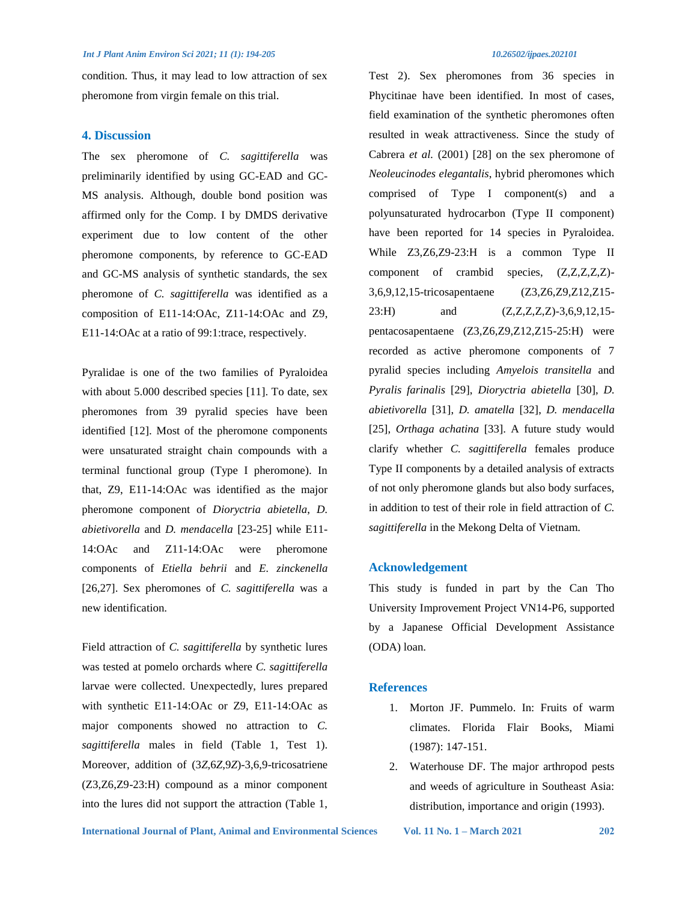condition. Thus, it may lead to low attraction of sex pheromone from virgin female on this trial.

## 4. Discussion

The sex pheromone of *C. sagittiferella* was preliminarily identified by using GC-EAD and GC-MS analysis. Although, double bond position was affirmed only for the Comp. I by DMDS derivative experiment due to low content of the other pheromone components, by reference to GC-EAD and GC-MS analysis of synthetic standards, the sex pheromone of *C. sagittiferella* was identified as a composition of E11-14:OAc, Z11-14:OAc and Z9, E11-14:OAc at a ratio of 99:1:trace, respectively.

Pyralidae is one of the two families of Pyraloidea with about 5.000 described species [11]. To date, sex pheromones from 39 pyralid species have been identified [12]. Most of the pheromone components were unsaturated straight chain compounds with a terminal functional group (Type I pheromone). In that, Z9, E11-14:OAc was identified as the major pheromone component of *Dioryctria abietella*, *D. abietivorella* and *D. mendacella* [23-25] while E11-14:OAc and Z11-14:OAc were pheromone components of *Etiella behrii* and *E. zinckenella* [26,27]. Sex pheromones of *C. sagittiferella* was a new identification.

Field attraction of *C. sagittiferella* by synthetic lures was tested at pomelo orchards where *C. sagittiferella* larvae were collected. Unexpectedly, lures prepared with synthetic E11-14:OAc or Z9, E11-14:OAc as major components showed no attraction to *C. sagittiferella* males in field (Table 1, Test 1). Moreover, addition of (3*Z*,6*Z*,9*Z*)-3,6,9-tricosatriene (Z3,Z6,Z9-23:H) compound as a minor component into the lures did not support the attraction (Table 1, Test 2). Sex pheromones from 36 species in Phycitinae have been identified. In most of cases, field examination of the synthetic pheromones often resulted in weak attractiveness. Since the study of Cabrera *et al.* (2001) [28] on the sex pheromone of *Neoleucinodes elegantalis*, hybrid pheromones which comprised of Type I component(s) and a polyunsaturated hydrocarbon (Type II component) have been reported for 14 species in Pyraloidea. While Z3,Z6,Z9-23:H is a common Type II component of crambid species, (Z,Z,Z,Z,Z)-3,6,9,12,15-tricosapentaene (Z3,Z6,Z9,Z12,Z15-23:H) and (Z,Z,Z,Z,Z)-3,6,9,12,15-pentacosapentaene (Z3,Z6,Z9,Z12,Z15-25:H) were recorded as active pheromone components of 7 pyralid species including *Amyelois transitella* and *Pyralis farinalis* [29], *Dioryctria abietella* [30], *D. abietivorella* [31], *D. amatella* [32], *D. mendacella* [25], *Orthaga achatina* [33]. A future study would clarify whether *C. sagittiferella* females produce Type II components by a detailed analysis of extracts of not only pheromone glands but also body surfaces, in addition to test of their role in field attraction of *C. sagittiferella* in the Mekong Delta of Vietnam.

## Acknowledgement

This study is funded in part by the Can Tho University Improvement Project VN14-P6, supported by a Japanese Official Development Assistance (ODA) loan.

## References

1. Morton JF. Pummelo. In: Fruits of warm climates. Florida Flair Books, Miami (1987): 147-151.
2. Waterhouse DF. The major arthropod pests and weeds of agriculture in Southeast Asia: distribution, importance and origin (1993).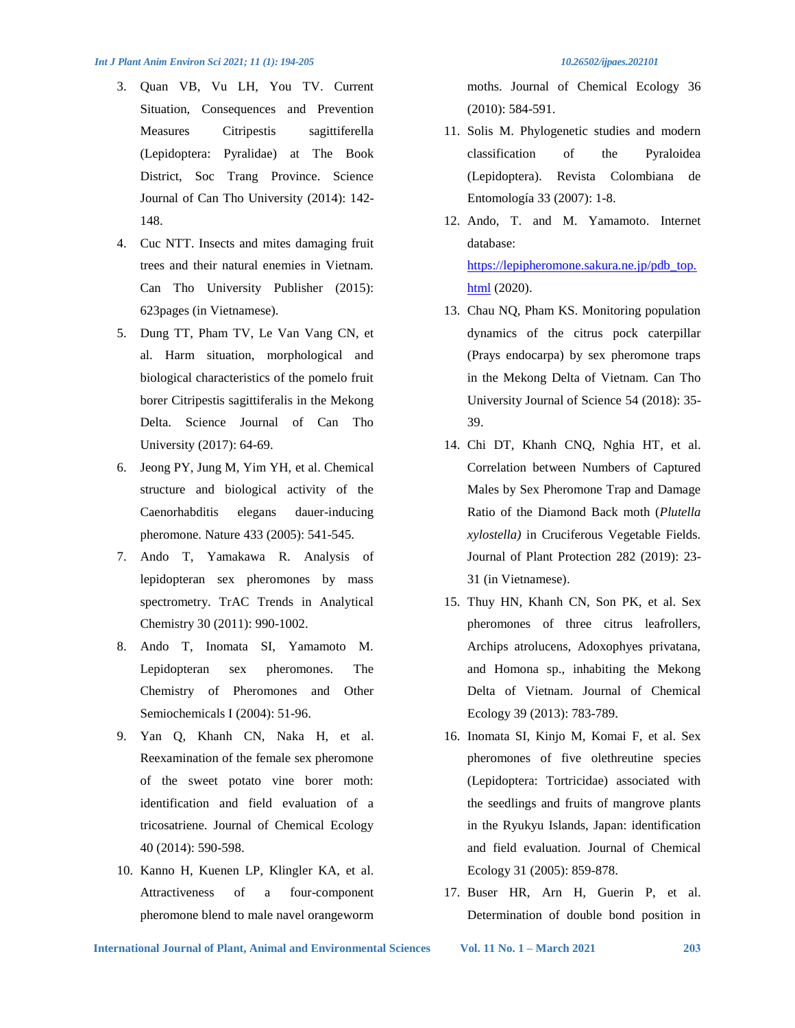3. Quan VB, Vu LH, You TV. Current Situation, Consequences and Prevention Measures Citripestis sagittiferella (Lepidoptera: Pyralidae) at The Book District, Soc Trang Province. Science Journal of Can Tho University (2014): 142-148.
4. Cuc NTT. Insects and mites damaging fruit trees and their natural enemies in Vietnam. Can Tho University Publisher (2015): 623pages (in Vietnamese).
5. Dung TT, Pham TV, Le Van Vang CN, et al. Harm situation, morphological and biological characteristics of the pomelo fruit borer Citripestis sagittiferalis in the Mekong Delta. Science Journal of Can Tho University (2017): 64-69.
6. Jeong PY, Jung M, Yim YH, et al. Chemical structure and biological activity of the Caenorhabditis elegans dauer-inducing pheromone. Nature 433 (2005): 541-545.
7. Ando T, Yamakawa R. Analysis of lepidopteran sex pheromones by mass spectrometry. TrAC Trends in Analytical Chemistry 30 (2011): 990-1002.
8. Ando T, Inomata SI, Yamamoto M. Lepidopteran sex pheromones. The Chemistry of Pheromones and Other Semiochemicals I (2004): 51-96.
9. Yan Q, Khanh CN, Naka H, et al. Reexamination of the female sex pheromone of the sweet potato vine borer moth: identification and field evaluation of a tricosatriene. Journal of Chemical Ecology 40 (2014): 590-598.
10. Kanno H, Kuenen LP, Klingler KA, et al. Attractiveness of a four-component pheromone blend to male navel orangeworm moths. Journal of Chemical Ecology 36 (2010): 584-591.
11. Solis M. Phylogenetic studies and modern classification of the Pyraloidea (Lepidoptera). Revista Colombiana de Entomología 33 (2007): 1-8.
12. Ando, T. and M. Yamamoto. Internet database: [https://lepipheromone.sakura.ne.jp/pdb_top.html](https://lepipheromone.sakura.ne.jp/pdb_top.html) (2020).
13. Chau NQ, Pham KS. Monitoring population dynamics of the citrus pock caterpillar (Prays endocarpa) by sex pheromone traps in the Mekong Delta of Vietnam. Can Tho University Journal of Science 54 (2018): 35-39.
14. Chi DT, Khanh CNQ, Nghia HT, et al. Correlation between Numbers of Captured Males by Sex Pheromone Trap and Damage Ratio of the Diamond Back moth (*Plutella xylostella)* in Cruciferous Vegetable Fields. Journal of Plant Protection 282 (2019): 23-31 (in Vietnamese).
15. Thuy HN, Khanh CN, Son PK, et al. Sex pheromones of three citrus leafrollers, Archips atrolucens, Adoxophyes privatana, and Homona sp., inhabiting the Mekong Delta of Vietnam. Journal of Chemical Ecology 39 (2013): 783-789.
16. Inomata SI, Kinjo M, Komai F, et al. Sex pheromones of five olethreutine species (Lepidoptera: Tortricidae) associated with the seedlings and fruits of mangrove plants in the Ryukyu Islands, Japan: identification and field evaluation. Journal of Chemical Ecology 31 (2005): 859-878.
17. Buser HR, Arn H, Guerin P, et al. Determination of double bond position in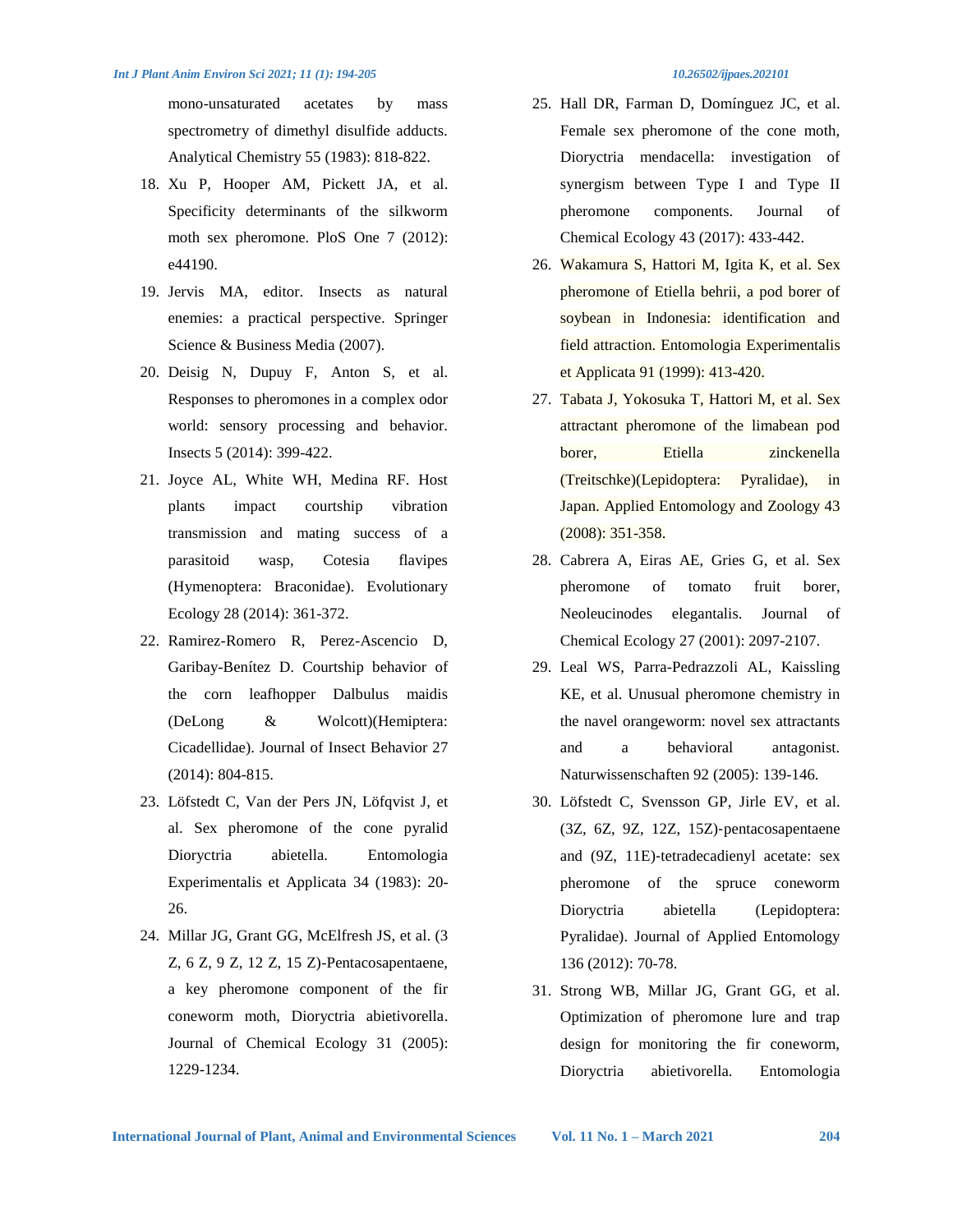mono-unsaturated acetates by mass spectrometry of dimethyl disulfide adducts. Analytical Chemistry 55 (1983): 818-822.

18. Xu P, Hooper AM, Pickett JA, et al. Specificity determinants of the silkworm moth sex pheromone. PloS One 7 (2012): e44190.
19. Jervis MA, editor. Insects as natural enemies: a practical perspective. Springer Science & Business Media (2007).
20. Deisig N, Dupuy F, Anton S, et al. Responses to pheromones in a complex odor world: sensory processing and behavior. Insects 5 (2014): 399-422.
21. Joyce AL, White WH, Medina RF. Host plants impact courtship vibration transmission and mating success of a parasitoid wasp, Cotesia flavipes (Hymenoptera: Braconidae). Evolutionary Ecology 28 (2014): 361-372.
22. Ramirez-Romero R, Perez-Ascencio D, Garibay-Benítez D. Courtship behavior of the corn leafhopper Dalbulus maidis (DeLong & Wolcott)(Hemiptera: Cicadellidae). Journal of Insect Behavior 27 (2014): 804-815.
23. Löfstedt C, Van der Pers JN, Löfqvist J, et al. Sex pheromone of the cone pyralid Dioryctria abietella. Entomologia Experimentalis et Applicata 34 (1983): 20-26.
24. Millar JG, Grant GG, McElfresh JS, et al. (3 Z, 6 Z, 9 Z, 12 Z, 15 Z)-Pentacosapentaene, a key pheromone component of the fir coneworm moth, Dioryctria abietivorella. Journal of Chemical Ecology 31 (2005): 1229-1234.
25. Hall DR, Farman D, Domínguez JC, et al. Female sex pheromone of the cone moth, Dioryctria mendacella: investigation of synergism between Type I and Type II pheromone components. Journal of Chemical Ecology 43 (2017): 433-442.
26. Wakamura S, Hattori M, Igita K, et al. Sex pheromone of Etiella behrii, a pod borer of soybean in Indonesia: identification and field attraction. Entomologia Experimentalis et Applicata 91 (1999): 413-420.
27. Tabata J, Yokosuka T, Hattori M, et al. Sex attractant pheromone of the limabean pod borer, Etiella zinckenella (Treitschke)(Lepidoptera: Pyralidae), in Japan. Applied Entomology and Zoology 43 (2008): 351-358.
28. Cabrera A, Eiras AE, Gries G, et al. Sex pheromone of tomato fruit borer, Neoleucinodes elegantalis. Journal of Chemical Ecology 27 (2001): 2097-2107.
29. Leal WS, Parra-Pedrazzoli AL, Kaissling KE, et al. Unusual pheromone chemistry in the navel orangeworm: novel sex attractants and a behavioral antagonist. Naturwissenschaften 92 (2005): 139-146.
30. Löfstedt C, Svensson GP, Jirle EV, et al. (3Z, 6Z, 9Z, 12Z, 15Z)-pentacosapentaene and (9Z, 11E)-tetradecadienyl acetate: sex pheromone of the spruce coneworm Dioryctria abietella (Lepidoptera: Pyralidae). Journal of Applied Entomology 136 (2012): 70-78.
31. Strong WB, Millar JG, Grant GG, et al. Optimization of pheromone lure and trap design for monitoring the fir coneworm, Dioryctria abietivorella. Entomologia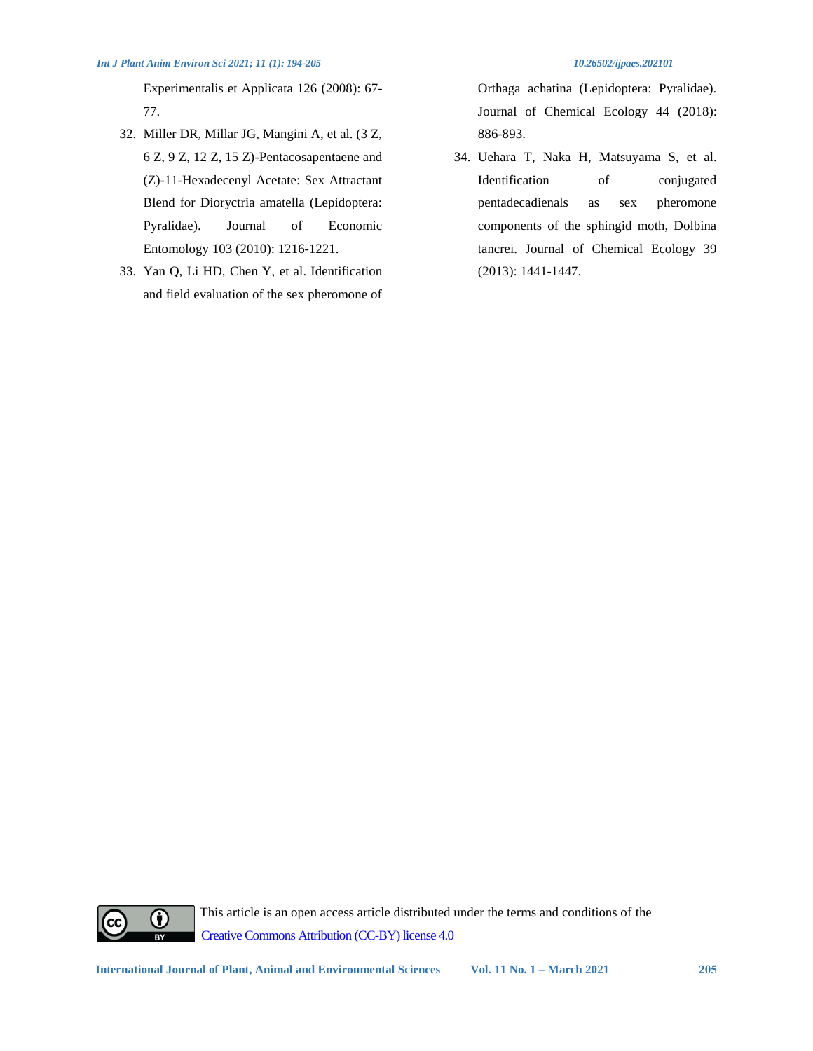Experimentalis et Applicata 126 (2008): 67-77.

32. Miller DR, Millar JG, Mangini A, et al. (3 Z, 6 Z, 9 Z, 12 Z, 15 Z)-Pentacosapentaene and (Z)-11-Hexadecenyl Acetate: Sex Attractant Blend for Dioryctria amatella (Lepidoptera: Pyralidae). Journal of Economic Entomology 103 (2010): 1216-1221.
33. Yan Q, Li HD, Chen Y, et al. Identification and field evaluation of the sex pheromone of Orthaga achatina (Lepidoptera: Pyralidae). Journal of Chemical Ecology 44 (2018): 886-893.
34. Uehara T, Naka H, Matsuyama S, et al. Identification of conjugated pentadecadienals as sex pheromone components of the sphingid moth, Dolbina tancrei. Journal of Chemical Ecology 39 (2013): 1441-1447.

This article is an open access article distributed under the terms and conditions of the Creative Commons Attribution (CC-BY) license 4.0